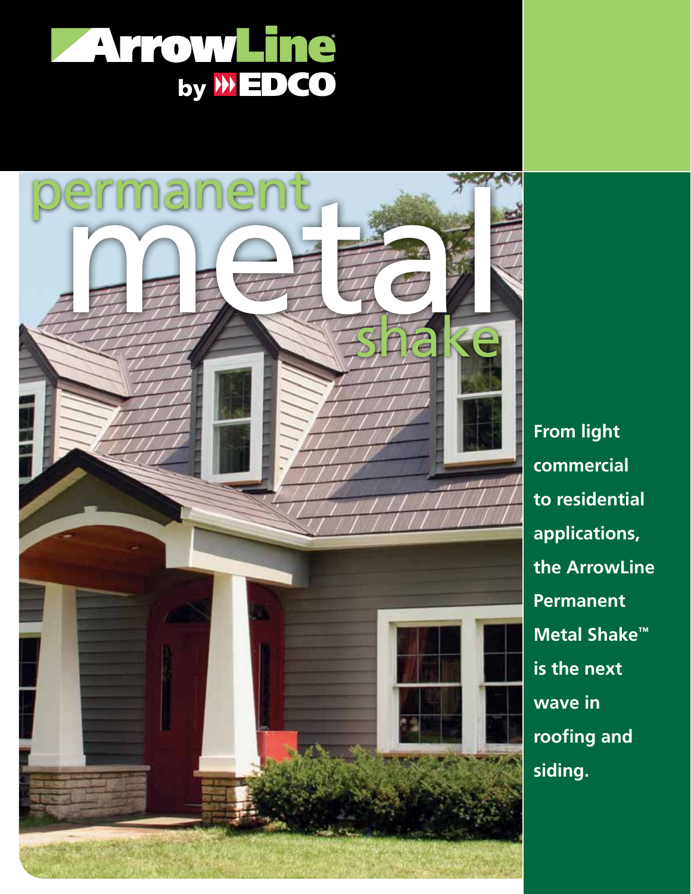# ArrowLine® by EDCO®

# permanent metal shake

**From light commercial to residential applications, the ArrowLine Permanent Metal Shake™ is the next wave in roofing and siding.**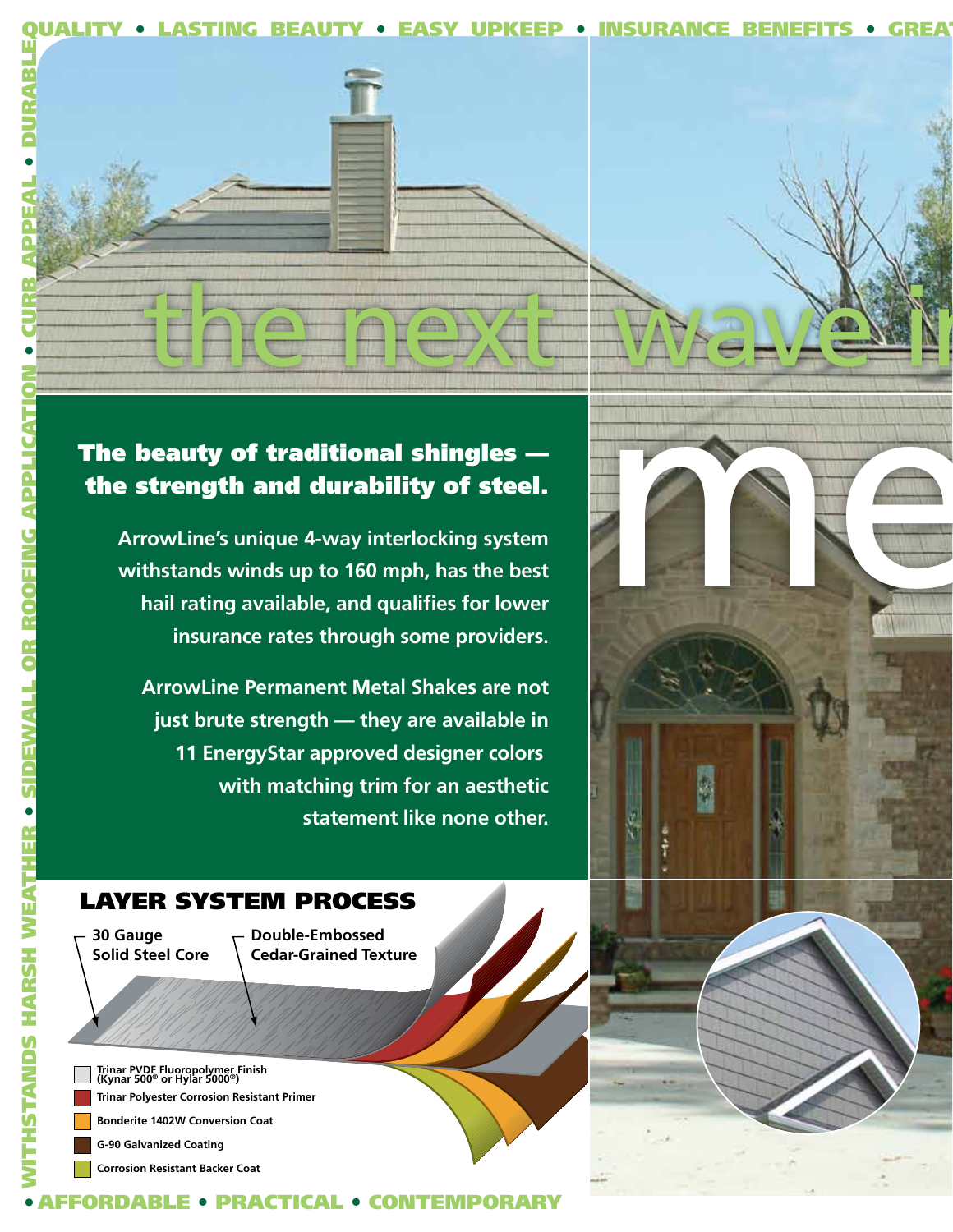QUALITY • LASTING BEAUTY • EASY UPKEEP • INSURANCE BENEFITS • GREA

DURABLE • CURB APPEAL • SIDEWALL OR ROOFING APPLICATION • WITHSTANDS HARSH WEATHER

# the next wave i

# me

## The beauty of traditional shingles — the strength and durability of steel.

ArrowLine's unique 4-way interlocking system withstands winds up to 160 mph, has the best hail rating available, and qualifies for lower insurance rates through some providers.

ArrowLine Permanent Metal Shakes are not just brute strength — they are available in 11 EnergyStar approved designer colors with matching trim for an aesthetic statement like none other.

## LAYER SYSTEM PROCESS

- 30 Gauge Solid Steel Core
- Double-Embossed Cedar-Grained Texture

- Trinar PVDF Fluoropolymer Finish (Kynar 500® or Hylar 5000®)
- Trinar Polyester Corrosion Resistant Primer
- Bonderite 1402W Conversion Coat
- G-90 Galvanized Coating
- Corrosion Resistant Backer Coat

• AFFORDABLE • PRACTICAL • CONTEMPORARY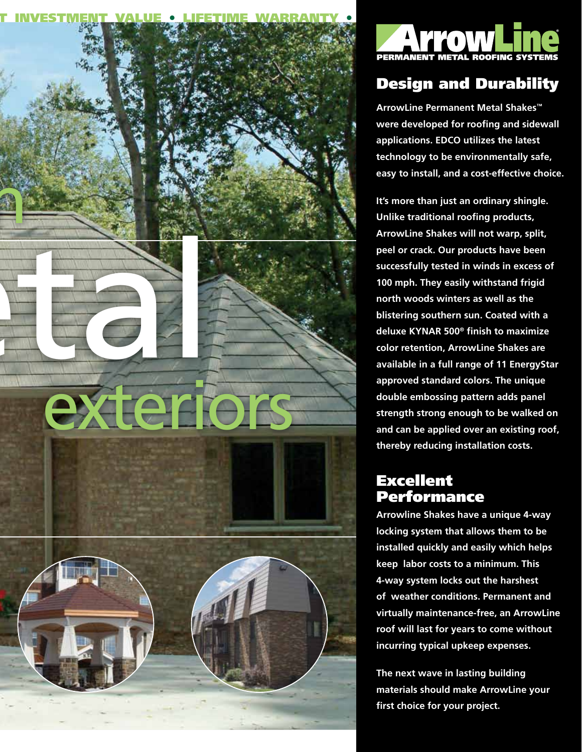T INVESTMENT VALUE • LIFETIME WARRANTY •

etal

exteriors

**ArrowLine**
PERMANENT METAL ROOFING SYSTEMS

## Design and Durability

**ArrowLine Permanent Metal Shakes™ were developed for roofing and sidewall applications. EDCO utilizes the latest technology to be environmentally safe, easy to install, and a cost-effective choice.**

**It's more than just an ordinary shingle. Unlike traditional roofing products, ArrowLine Shakes will not warp, split, peel or crack. Our products have been successfully tested in winds in excess of 100 mph. They easily withstand frigid north woods winters as well as the blistering southern sun. Coated with a deluxe KYNAR 500® finish to maximize color retention, ArrowLine Shakes are available in a full range of 11 EnergyStar approved standard colors. The unique double embossing pattern adds panel strength strong enough to be walked on and can be applied over an existing roof, thereby reducing installation costs.**

## Excellent Performance

**Arrowline Shakes have a unique 4-way locking system that allows them to be installed quickly and easily which helps keep labor costs to a minimum. This 4-way system locks out the harshest of weather conditions. Permanent and virtually maintenance-free, an ArrowLine roof will last for years to come without incurring typical upkeep expenses.**

**The next wave in lasting building materials should make ArrowLine your first choice for your project.**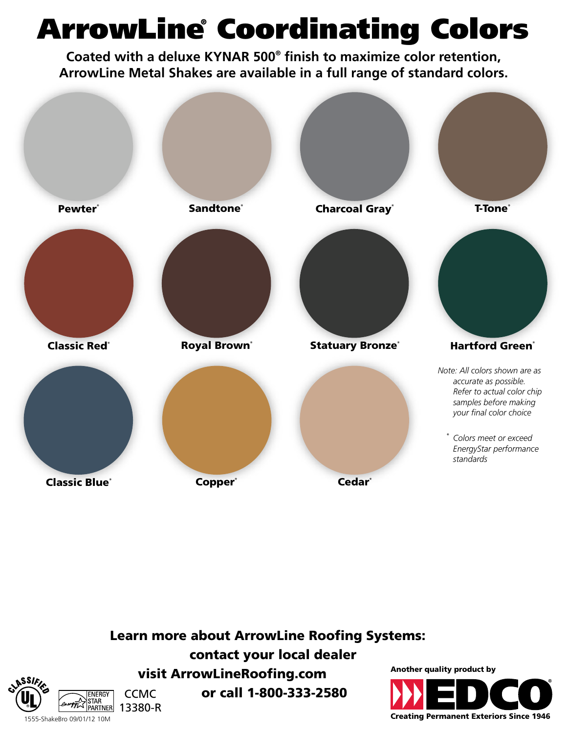# ArrowLine® Coordinating Colors

**Coated with a deluxe KYNAR 500® finish to maximize color retention, ArrowLine Metal Shakes are available in a full range of standard colors.**

**Pewter***

**Sandtone***

**Charcoal Gray***

**T-Tone***

**Classic Red***

**Royal Brown***

**Statuary Bronze***

**Hartford Green***

**Classic Blue***

**Copper***

**Cedar***

*Note: All colors shown are as accurate as possible. Refer to actual color chip samples before making your final color choice*

* *Colors meet or exceed EnergyStar performance standards*

**Learn more about ArrowLine Roofing Systems:**
**contact your local dealer**
**visit ArrowLineRoofing.com**
**or call 1-800-333-2580**

CLASSIFIED UL

ENERGY STAR PARTNER

CCMC 13380-R

1555-ShakeBro 09/01/12 10M

**Another quality product by**

EDCO®

**Creating Permanent Exteriors Since 1946**